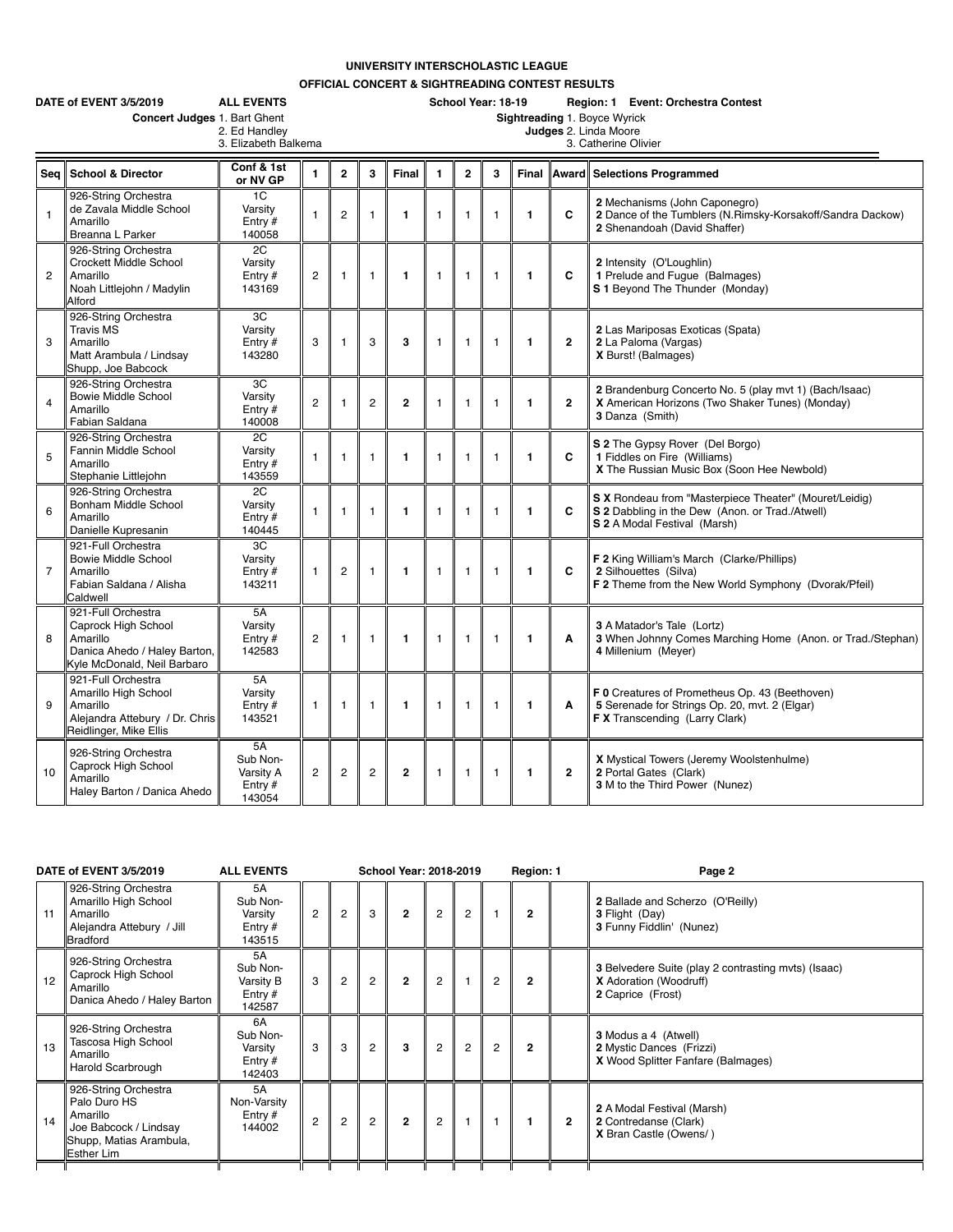# UNIVERSITY INTERSCHOLASTIC LEAGUE

## OFFICIAL CONCERT & SIGHTREADING CONTEST RESULTS

**DATE of EVENT 3/5/2019** **ALL EVENTS** **School Year: 18-19** **Region: 1** **Event: Orchestra Contest**

**Concert Judges** 1. Bart Ghent 2. Ed Handley 3. Elizabeth Balkema

**Sightreading Judges** 1. Boyce Wyrick 2. Linda Moore 3. Catherine Olivier

| Seq | School & Director | Conf & 1st or NV GP | 1 | 2 | 3 | Final | 1 | 2 | 3 | Final | Award | Selections Programmed |
|---|---|---|---|---|---|---|---|---|---|---|---|---|
| 1 | 926-String Orchestra de Zavala Middle School Amarillo Breanna L Parker | 1C Varsity Entry # 140058 | 1 | 2 | 1 | 1 | 1 | 1 | 1 | 1 | C | **2** Mechanisms (John Caponegro) **2** Dance of the Tumblers (N.Rimsky-Korsakoff/Sandra Dackow) **2** Shenandoah (David Shaffer) |
| 2 | 926-String Orchestra Crockett Middle School Amarillo Noah Littlejohn / Madylin Alford | 2C Varsity Entry # 143169 | 2 | 1 | 1 | 1 | 1 | 1 | 1 | 1 | C | **2** Intensity (O'Loughlin) **1** Prelude and Fugue (Balmages) **S 1** Beyond The Thunder (Monday) |
| 3 | 926-String Orchestra Travis MS Amarillo Matt Arambula / Lindsay Shupp, Joe Babcock | 3C Varsity Entry # 143280 | 3 | 1 | 3 | 3 | 1 | 1 | 1 | 1 | 2 | **2** Las Mariposas Exoticas (Spata) **2** La Paloma (Vargas) **X** Burst! (Balmages) |
| 4 | 926-String Orchestra Bowie Middle School Amarillo Fabian Saldana | 3C Varsity Entry # 140008 | 2 | 1 | 2 | 2 | 1 | 1 | 1 | 1 | 2 | **2** Brandenburg Concerto No. 5 (play mvt 1) (Bach/Isaac) **X** American Horizons (Two Shaker Tunes) (Monday) **3** Danza (Smith) |
| 5 | 926-String Orchestra Fannin Middle School Amarillo Stephanie Littlejohn | 2C Varsity Entry # 143559 | 1 | 1 | 1 | 1 | 1 | 1 | 1 | 1 | C | **S 2** The Gypsy Rover (Del Borgo) **1** Fiddles on Fire (Williams) **X** The Russian Music Box (Soon Hee Newbold) |
| 6 | 926-String Orchestra Bonham Middle School Amarillo Danielle Kupresanin | 2C Varsity Entry # 140445 | 1 | 1 | 1 | 1 | 1 | 1 | 1 | 1 | C | **S X** Rondeau from "Masterpiece Theater" (Mouret/Leidig) **S 2** Dabbling in the Dew (Anon. or Trad./Atwell) **S 2** A Modal Festival (Marsh) |
| 7 | 921-Full Orchestra Bowie Middle School Amarillo Fabian Saldana / Alisha Caldwell | 3C Varsity Entry # 143211 | 1 | 2 | 1 | 1 | 1 | 1 | 1 | 1 | C | **F 2** King William's March (Clarke/Phillips) **2** Silhouettes (Silva) **F 2** Theme from the New World Symphony (Dvorak/Pfeil) |
| 8 | 921-Full Orchestra Caprock High School Amarillo Danica Ahedo / Haley Barton, Kyle McDonald, Neil Barbaro | 5A Varsity Entry # 142583 | 2 | 1 | 1 | 1 | 1 | 1 | 1 | 1 | A | **3** A Matador's Tale (Lortz) **3** When Johnny Comes Marching Home (Anon. or Trad./Stephan) **4** Millenium (Meyer) |
| 9 | 921-Full Orchestra Amarillo High School Amarillo Alejandra Attebury / Dr. Chris Reidlinger, Mike Ellis | 5A Varsity Entry # 143521 | 1 | 1 | 1 | 1 | 1 | 1 | 1 | 1 | A | **F 0** Creatures of Prometheus Op. 43 (Beethoven) **5** Serenade for Strings Op. 20, mvt. 2 (Elgar) **F X** Transcending (Larry Clark) |
| 10 | 926-String Orchestra Caprock High School Amarillo Haley Barton / Danica Ahedo | 5A Sub Non-Varsity A Entry # 143054 | 2 | 2 | 2 | 2 | 1 | 1 | 1 | 1 | 2 | **X** Mystical Towers (Jeremy Woolstenhulme) **2** Portal Gates (Clark) **3** M to the Third Power (Nunez) |
| 11 | 926-String Orchestra Amarillo High School Amarillo Alejandra Attebury / Jill Bradford | 5A Sub Non-Varsity Entry # 143515 | 2 | 2 | 3 | 2 | 2 | 2 | 1 | 2 | | **2** Ballade and Scherzo (O'Reilly) **3** Flight (Day) **3** Funny Fiddlin' (Nunez) |
| 12 | 926-String Orchestra Caprock High School Amarillo Danica Ahedo / Haley Barton | 5A Sub Non-Varsity B Entry # 142587 | 3 | 2 | 2 | 2 | 2 | 1 | 2 | 2 | | **3** Belvedere Suite (play 2 contrasting mvts) (Isaac) **X** Adoration (Woodruff) **2** Caprice (Frost) |
| 13 | 926-String Orchestra Tascosa High School Amarillo Harold Scarbrough | 6A Sub Non-Varsity Entry # 142403 | 3 | 3 | 2 | 3 | 2 | 2 | 2 | 2 | | **3** Modus a 4 (Atwell) **2** Mystic Dances (Frizzi) **X** Wood Splitter Fanfare (Balmages) |
| 14 | 926-String Orchestra Palo Duro HS Amarillo Joe Babcock / Lindsay Shupp, Matias Arambula, Esther Lim | 5A Non-Varsity Entry # 144002 | 2 | 2 | 2 | 2 | 2 | 1 | 1 | 1 | 2 | **2** A Modal Festival (Marsh) **2** Contredanse (Clark) **X** Bran Castle (Owens/ ) |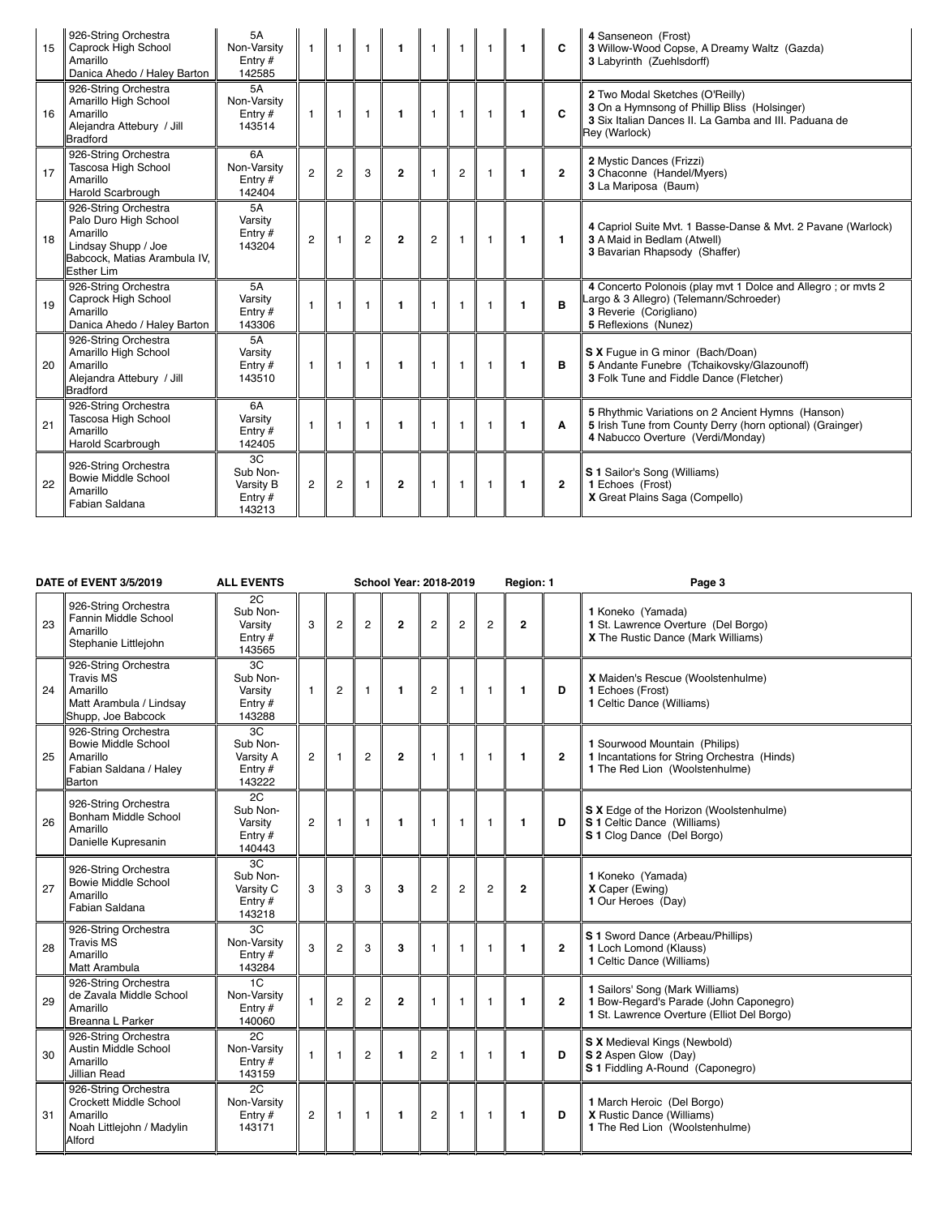| # | Organization | Conference/Entry | | | | | | | | | | Selections |
|---|---|---|---|---|---|---|---|---|---|---|---|---|
| 15 | 926-String Orchestra<br>Caprock High School<br>Amarillo<br>Danica Ahedo / Haley Barton | 5A<br>Non-Varsity<br>Entry #<br>142585 | 1 | 1 | 1 | **1** | 1 | 1 | 1 | **1** | **C** | **4** Sanseneon (Frost)<br>**3** Willow-Wood Copse, A Dreamy Waltz (Gazda)<br>**3** Labyrinth (Zuehlsdorff) |
| 16 | 926-String Orchestra<br>Amarillo High School<br>Amarillo<br>Alejandra Attebury / Jill Bradford | 5A<br>Non-Varsity<br>Entry #<br>143514 | 1 | 1 | 1 | **1** | 1 | 1 | 1 | **1** | **C** | **2** Two Modal Sketches (O'Reilly)<br>**3** On a Hymnsong of Phillip Bliss (Holsinger)<br>**3** Six Italian Dances II. La Gamba and III. Paduana de Rey (Warlock) |
| 17 | 926-String Orchestra<br>Tascosa High School<br>Amarillo<br>Harold Scarbrough | 6A<br>Non-Varsity<br>Entry #<br>142404 | 2 | 2 | 3 | **2** | 1 | 2 | 1 | **1** | **2** | **2** Mystic Dances (Frizzi)<br>**3** Chaconne (Handel/Myers)<br>**3** La Mariposa (Baum) |
| 18 | 926-String Orchestra<br>Palo Duro High School<br>Amarillo<br>Lindsay Shupp / Joe Babcock, Matias Arambula IV, Esther Lim | 5A<br>Varsity<br>Entry #<br>143204 | 2 | 1 | 2 | **2** | 2 | 1 | 1 | **1** | **1** | **4** Capriol Suite Mvt. 1 Basse-Danse & Mvt. 2 Pavane (Warlock)<br>**3** A Maid in Bedlam (Atwell)<br>**3** Bavarian Rhapsody (Shaffer) |
| 19 | 926-String Orchestra<br>Caprock High School<br>Amarillo<br>Danica Ahedo / Haley Barton | 5A<br>Varsity<br>Entry #<br>143306 | 1 | 1 | 1 | **1** | 1 | 1 | 1 | **1** | **B** | **4** Concerto Polonois (play mvt 1 Dolce and Allegro ; or mvts 2 Largo & 3 Allegro) (Telemann/Schroeder)<br>**3** Reverie (Corigliano)<br>**5** Reflexions (Nunez) |
| 20 | 926-String Orchestra<br>Amarillo High School<br>Amarillo<br>Alejandra Attebury / Jill Bradford | 5A<br>Varsity<br>Entry #<br>143510 | 1 | 1 | 1 | **1** | 1 | 1 | 1 | **1** | **B** | **S X** Fugue in G minor (Bach/Doan)<br>**5** Andante Funebre (Tchaikovsky/Glazounoff)<br>**3** Folk Tune and Fiddle Dance (Fletcher) |
| 21 | 926-String Orchestra<br>Tascosa High School<br>Amarillo<br>Harold Scarbrough | 6A<br>Varsity<br>Entry #<br>142405 | 1 | 1 | 1 | **1** | 1 | 1 | 1 | **1** | **A** | **5** Rhythmic Variations on 2 Ancient Hymns (Hanson)<br>**5** Irish Tune from County Derry (horn optional) (Grainger)<br>**4** Nabucco Overture (Verdi/Monday) |
| 22 | 926-String Orchestra<br>Bowie Middle School<br>Amarillo<br>Fabian Saldana | 3C<br>Sub Non-Varsity B<br>Entry #<br>143213 | 2 | 2 | 1 | **2** | 1 | 1 | 1 | **1** | **2** | **S 1** Sailor's Song (Williams)<br>**1** Echoes (Frost)<br>**X** Great Plains Saga (Compello) |

**DATE of EVENT 3/5/2019** **ALL EVENTS** **School Year: 2018-2019** **Region: 1**

| # | Organization | Conference/Entry | | | | | | | | | | Selections |
|---|---|---|---|---|---|---|---|---|---|---|---|---|
| 23 | 926-String Orchestra<br>Fannin Middle School<br>Amarillo<br>Stephanie Littlejohn | 2C<br>Sub Non-Varsity<br>Entry #<br>143565 | 3 | 2 | 2 | **2** | 2 | 2 | 2 | **2** | | **1** Koneko (Yamada)<br>**1** St. Lawrence Overture (Del Borgo)<br>**X** The Rustic Dance (Mark Williams) |
| 24 | 926-String Orchestra<br>Travis MS<br>Amarillo<br>Matt Arambula / Lindsay Shupp, Joe Babcock | 3C<br>Sub Non-Varsity<br>Entry #<br>143288 | 1 | 2 | 1 | **1** | 2 | 1 | 1 | **1** | **D** | **X** Maiden's Rescue (Woolstenhulme)<br>**1** Echoes (Frost)<br>**1** Celtic Dance (Williams) |
| 25 | 926-String Orchestra<br>Bowie Middle School<br>Amarillo<br>Fabian Saldana / Haley Barton | 3C<br>Sub Non-Varsity A<br>Entry #<br>143222 | 2 | 1 | 2 | **2** | 1 | 1 | 1 | **1** | **2** | **1** Sourwood Mountain (Philips)<br>**1** Incantations for String Orchestra (Hinds)<br>**1** The Red Lion (Woolstenhulme) |
| 26 | 926-String Orchestra<br>Bonham Middle School<br>Amarillo<br>Danielle Kupresanin | 2C<br>Sub Non-Varsity<br>Entry #<br>140443 | 2 | 1 | 1 | **1** | 1 | 1 | 1 | **1** | **D** | **S X** Edge of the Horizon (Woolstenhulme)<br>**S 1** Celtic Dance (Williams)<br>**S 1** Clog Dance (Del Borgo) |
| 27 | 926-String Orchestra<br>Bowie Middle School<br>Amarillo<br>Fabian Saldana | 3C<br>Sub Non-Varsity C<br>Entry #<br>143218 | 3 | 3 | 3 | **3** | 2 | 2 | 2 | **2** | | **1** Koneko (Yamada)<br>**X** Caper (Ewing)<br>**1** Our Heroes (Day) |
| 28 | 926-String Orchestra<br>Travis MS<br>Amarillo<br>Matt Arambula | 3C<br>Non-Varsity<br>Entry #<br>143284 | 3 | 2 | 3 | **3** | 1 | 1 | 1 | **1** | **2** | **S 1** Sword Dance (Arbeau/Phillips)<br>**1** Loch Lomond (Klauss)<br>**1** Celtic Dance (Williams) |
| 29 | 926-String Orchestra<br>de Zavala Middle School<br>Amarillo<br>Breanna L Parker | 1C<br>Non-Varsity<br>Entry #<br>140060 | 1 | 2 | 2 | **2** | 1 | 1 | 1 | **1** | **2** | **1** Sailors' Song (Mark Williams)<br>**1** Bow-Regard's Parade (John Caponegro)<br>**1** St. Lawrence Overture (Elliot Del Borgo) |
| 30 | 926-String Orchestra<br>Austin Middle School<br>Amarillo<br>Jillian Read | 2C<br>Non-Varsity<br>Entry #<br>143159 | 1 | 1 | 2 | **1** | 2 | 1 | 1 | **1** | **D** | **S X** Medieval Kings (Newbold)<br>**S 2** Aspen Glow (Day)<br>**S 1** Fiddling A-Round (Caponegro) |
| 31 | 926-String Orchestra<br>Crockett Middle School<br>Amarillo<br>Noah Littlejohn / Madylin Alford | 2C<br>Non-Varsity<br>Entry #<br>143171 | 2 | 1 | 1 | **1** | 2 | 1 | 1 | **1** | **D** | **1** March Heroic (Del Borgo)<br>**X** Rustic Dance (Williams)<br>**1** The Red Lion (Woolstenhulme) |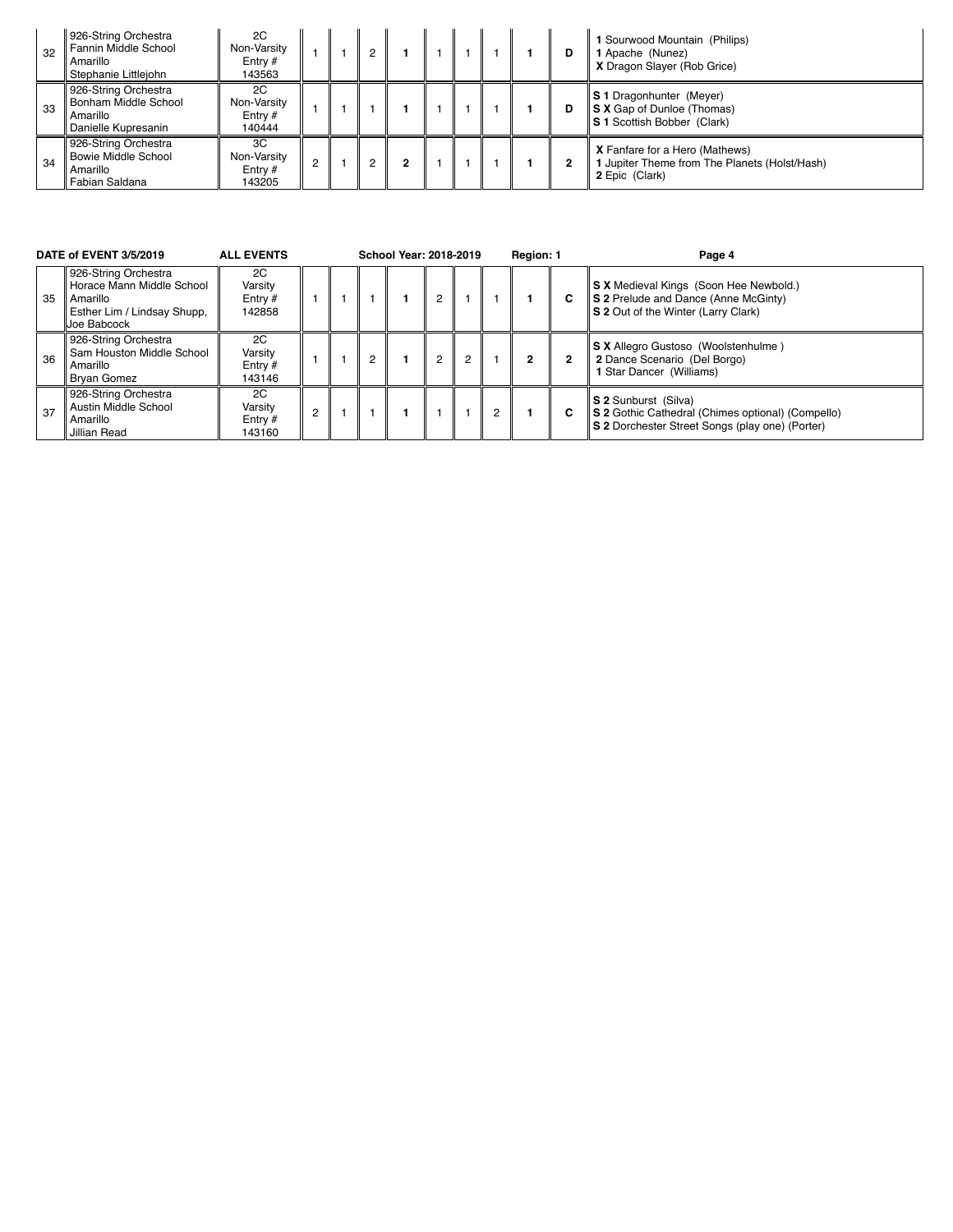| | | | | | | | | | | | | |
|---|---|---|---|---|---|---|---|---|---|---|---|---|
| 32 | 926-String Orchestra<br>Fannin Middle School<br>Amarillo<br>Stephanie Littlejohn | 2C<br>Non-Varsity<br>Entry #<br>143563 | 1 | 1 | 2 | **1** | 1 | 1 | 1 | **1** | **D** | **1** Sourwood Mountain (Philips)<br>**1** Apache (Nunez)<br>**X** Dragon Slayer (Rob Grice) |
| 33 | 926-String Orchestra<br>Bonham Middle School<br>Amarillo<br>Danielle Kupresanin | 2C<br>Non-Varsity<br>Entry #<br>140444 | 1 | 1 | 1 | **1** | 1 | 1 | 1 | **1** | **D** | **S 1** Dragonhunter (Meyer)<br>**S X** Gap of Dunloe (Thomas)<br>**S 1** Scottish Bobber (Clark) |
| 34 | 926-String Orchestra<br>Bowie Middle School<br>Amarillo<br>Fabian Saldana | 3C<br>Non-Varsity<br>Entry #<br>143205 | 2 | 1 | 2 | **2** | 1 | 1 | 1 | **1** | **2** | **X** Fanfare for a Hero (Mathews)<br>**1** Jupiter Theme from The Planets (Holst/Hash)<br>**2** Epic (Clark) |

**DATE of EVENT 3/5/2019** **ALL EVENTS** **School Year: 2018-2019** **Region: 1** **Page 4**

| | | | | | | | | | | | | |
|---|---|---|---|---|---|---|---|---|---|---|---|---|
| 35 | 926-String Orchestra<br>Horace Mann Middle School<br>Amarillo<br>Esther Lim / Lindsay Shupp, Joe Babcock | 2C<br>Varsity<br>Entry #<br>142858 | 1 | 1 | 1 | **1** | 2 | 1 | 1 | **1** | **C** | **S X** Medieval Kings (Soon Hee Newbold.)<br>**S 2** Prelude and Dance (Anne McGinty)<br>**S 2** Out of the Winter (Larry Clark) |
| 36 | 926-String Orchestra<br>Sam Houston Middle School<br>Amarillo<br>Bryan Gomez | 2C<br>Varsity<br>Entry #<br>143146 | 1 | 1 | 2 | **1** | 2 | 2 | 1 | **2** | **2** | **S X** Allegro Gustoso (Woolstenhulme )<br>**2** Dance Scenario (Del Borgo)<br>**1** Star Dancer (Williams) |
| 37 | 926-String Orchestra<br>Austin Middle School<br>Amarillo<br>Jillian Read | 2C<br>Varsity<br>Entry #<br>143160 | 2 | 1 | 1 | **1** | 1 | 1 | 2 | **1** | **C** | **S 2** Sunburst (Silva)<br>**S 2** Gothic Cathedral (Chimes optional) (Compello)<br>**S 2** Dorchester Street Songs (play one) (Porter) |